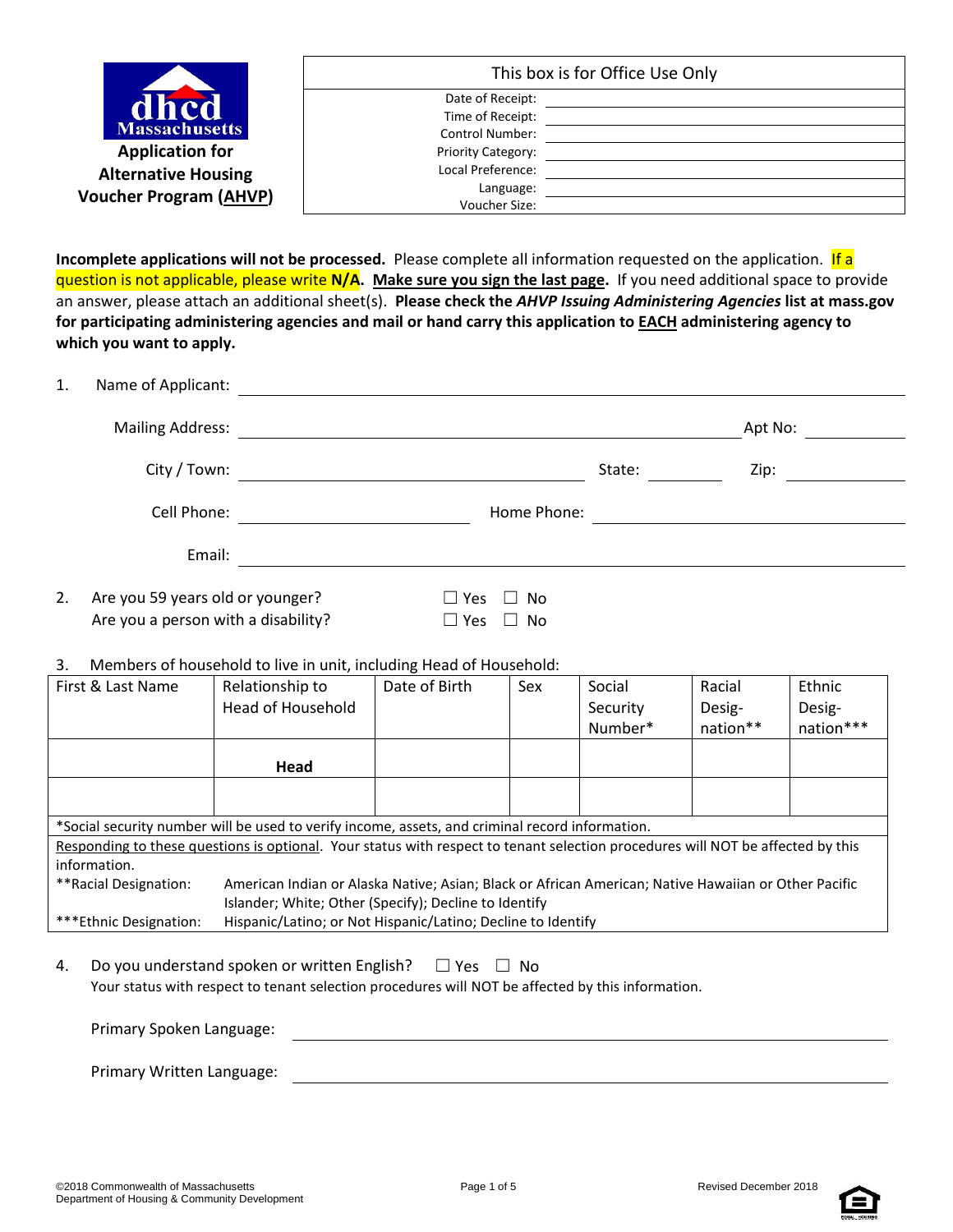dhcd Massachusetts

# Application for Alternative Housing Voucher Program (AHVP)

| This box is for Office Use Only | |
|---|---|
| Date of Receipt: | |
| Time of Receipt: | |
| Control Number: | |
| Priority Category: | |
| Local Preference: | |
| Language: | |
| Voucher Size: | |

**Incomplete applications will not be processed.** Please complete all information requested on the application. If a question is not applicable, please write **N/A**. **Make sure you sign the last page.** If you need additional space to provide an answer, please attach an additional sheet(s). **Please check the *AHVP Issuing Administering Agencies* list at mass.gov for participating administering agencies and mail or hand carry this application to EACH administering agency to which you want to apply.**

1. Name of Applicant: ____________________

   Mailing Address: ____________________ Apt No: ________

   City / Town: ____________________ State: ________ Zip: ________

   Cell Phone: ____________________ Home Phone: ____________________

   Email: ____________________

2. Are you 59 years old or younger? ☐ Yes ☐ No

   Are you a person with a disability? ☐ Yes ☐ No

3. Members of household to live in unit, including Head of Household:

| First & Last Name | Relationship to Head of Household | Date of Birth | Sex | Social Security Number* | Racial Desig-nation** | Ethnic Desig-nation*** |
|---|---|---|---|---|---|---|
| | **Head** | | | | | |
| | | | | | | |

*Social security number will be used to verify income, assets, and criminal record information.

Responding to these questions is optional. Your status with respect to tenant selection procedures will NOT be affected by this information.

**Racial Designation: American Indian or Alaska Native; Asian; Black or African American; Native Hawaiian or Other Pacific Islander; White; Other (Specify); Decline to Identify

***Ethnic Designation: Hispanic/Latino; or Not Hispanic/Latino; Decline to Identify

4. Do you understand spoken or written English? ☐ Yes ☐ No

   Your status with respect to tenant selection procedures will NOT be affected by this information.

   Primary Spoken Language: ____________________

   Primary Written Language: ____________________

©2018 Commonwealth of Massachusetts
Department of Housing & Community Development

Revised December 2018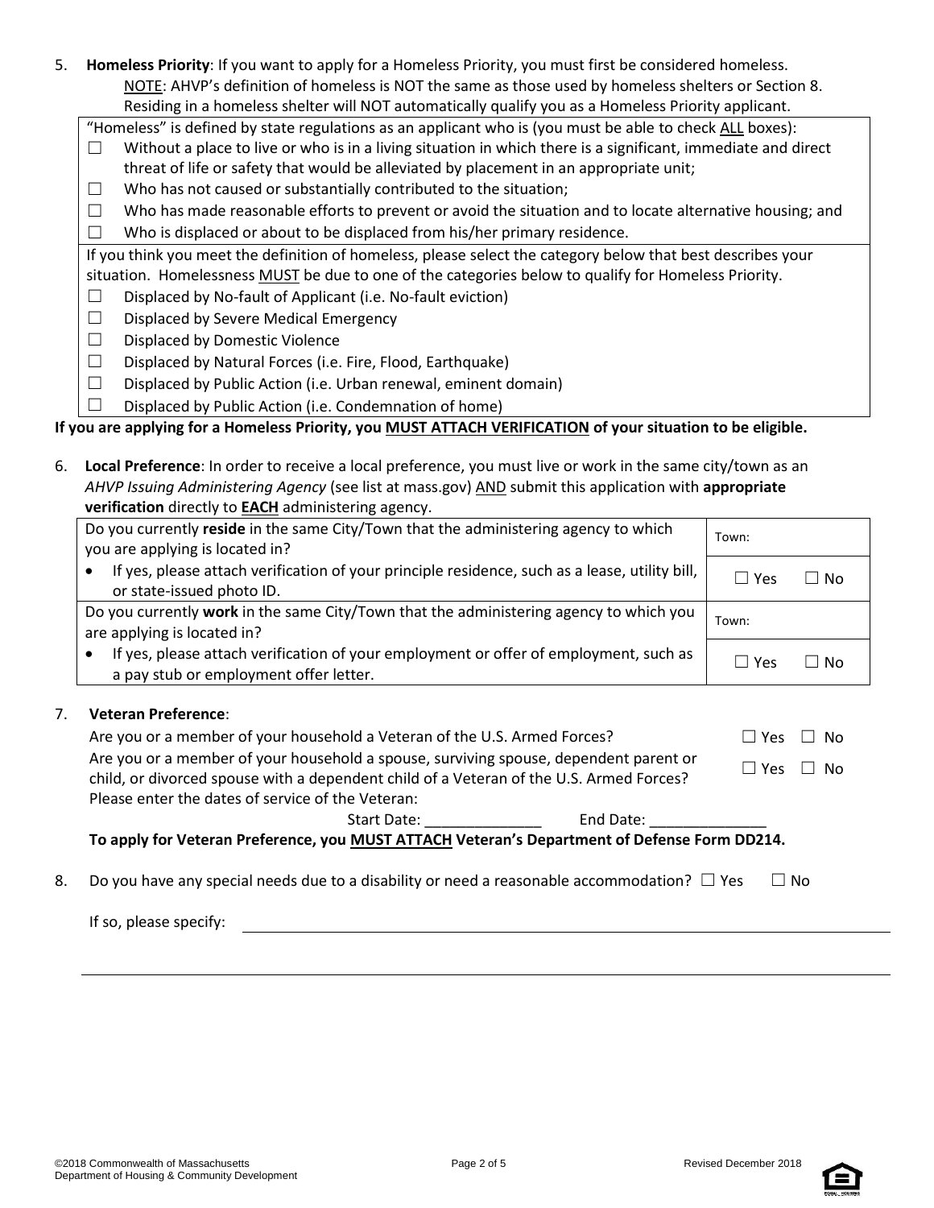5. **Homeless Priority**: If you want to apply for a Homeless Priority, you must first be considered homeless.
   NOTE: AHVP's definition of homeless is NOT the same as those used by homeless shelters or Section 8. Residing in a homeless shelter will NOT automatically qualify you as a Homeless Priority applicant.

"Homeless" is defined by state regulations as an applicant who is (you must be able to check ALL boxes):

- ☐ Without a place to live or who is in a living situation in which there is a significant, immediate and direct threat of life or safety that would be alleviated by placement in an appropriate unit;
- ☐ Who has not caused or substantially contributed to the situation;
- ☐ Who has made reasonable efforts to prevent or avoid the situation and to locate alternative housing; and
- ☐ Who is displaced or about to be displaced from his/her primary residence.

If you think you meet the definition of homeless, please select the category below that best describes your situation. Homelessness MUST be due to one of the categories below to qualify for Homeless Priority.

- ☐ Displaced by No-fault of Applicant (i.e. No-fault eviction)
- ☐ Displaced by Severe Medical Emergency
- ☐ Displaced by Domestic Violence
- ☐ Displaced by Natural Forces (i.e. Fire, Flood, Earthquake)
- ☐ Displaced by Public Action (i.e. Urban renewal, eminent domain)
- ☐ Displaced by Public Action (i.e. Condemnation of home)

**If you are applying for a Homeless Priority, you MUST ATTACH VERIFICATION of your situation to be eligible.**

6. **Local Preference**: In order to receive a local preference, you must live or work in the same city/town as an *AHVP Issuing Administering Agency* (see list at mass.gov) AND submit this application with **appropriate verification** directly to **EACH** administering agency.

| | |
|---|---|
| Do you currently **reside** in the same City/Town that the administering agency to which you are applying is located in? | Town: |
| • If yes, please attach verification of your principle residence, such as a lease, utility bill, or state-issued photo ID. | ☐ Yes ☐ No |
| Do you currently **work** in the same City/Town that the administering agency to which you are applying is located in? | Town: |
| • If yes, please attach verification of your employment or offer of employment, such as a pay stub or employment offer letter. | ☐ Yes ☐ No |

7. **Veteran Preference**:

   Are you or a member of your household a Veteran of the U.S. Armed Forces? ☐ Yes ☐ No

   Are you or a member of your household a spouse, surviving spouse, dependent parent or child, or divorced spouse with a dependent child of a Veteran of the U.S. Armed Forces? ☐ Yes ☐ No

   Please enter the dates of service of the Veteran:

   Start Date: ______________ End Date: ______________

   **To apply for Veteran Preference, you MUST ATTACH Veteran's Department of Defense Form DD214.**

8. Do you have any special needs due to a disability or need a reasonable accommodation? ☐ Yes ☐ No

   If so, please specify: ____________________________________________

   ____________________________________________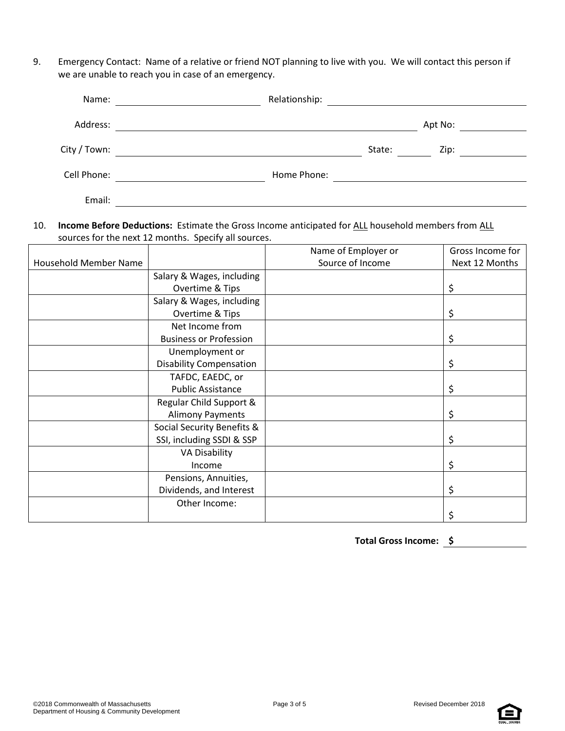9. Emergency Contact: Name of a relative or friend NOT planning to live with you. We will contact this person if we are unable to reach you in case of an emergency.

Name: ____________________ Relationship: ____________________

Address: ________________________________________ Apt No: __________

City / Town: ______________________________ State: ______ Zip: __________

Cell Phone: ____________________ Home Phone: ____________________

Email: ________________________________________

10. **Income Before Deductions:** Estimate the Gross Income anticipated for ALL household members from ALL sources for the next 12 months. Specify all sources.

| Household Member Name | | Name of Employer or Source of Income | Gross Income for Next 12 Months |
|---|---|---|---|
| | Salary & Wages, including Overtime & Tips | | $ |
| | Salary & Wages, including Overtime & Tips | | $ |
| | Net Income from Business or Profession | | $ |
| | Unemployment or Disability Compensation | | $ |
| | TAFDC, EAEDC, or Public Assistance | | $ |
| | Regular Child Support & Alimony Payments | | $ |
| | Social Security Benefits & SSI, including SSDI & SSP | | $ |
| | VA Disability Income | | $ |
| | Pensions, Annuities, Dividends, and Interest | | $ |
| | Other Income: | | $ |

**Total Gross Income: $** __________

©2018 Commonwealth of Massachusetts
Department of Housing & Community Development

Revised December 2018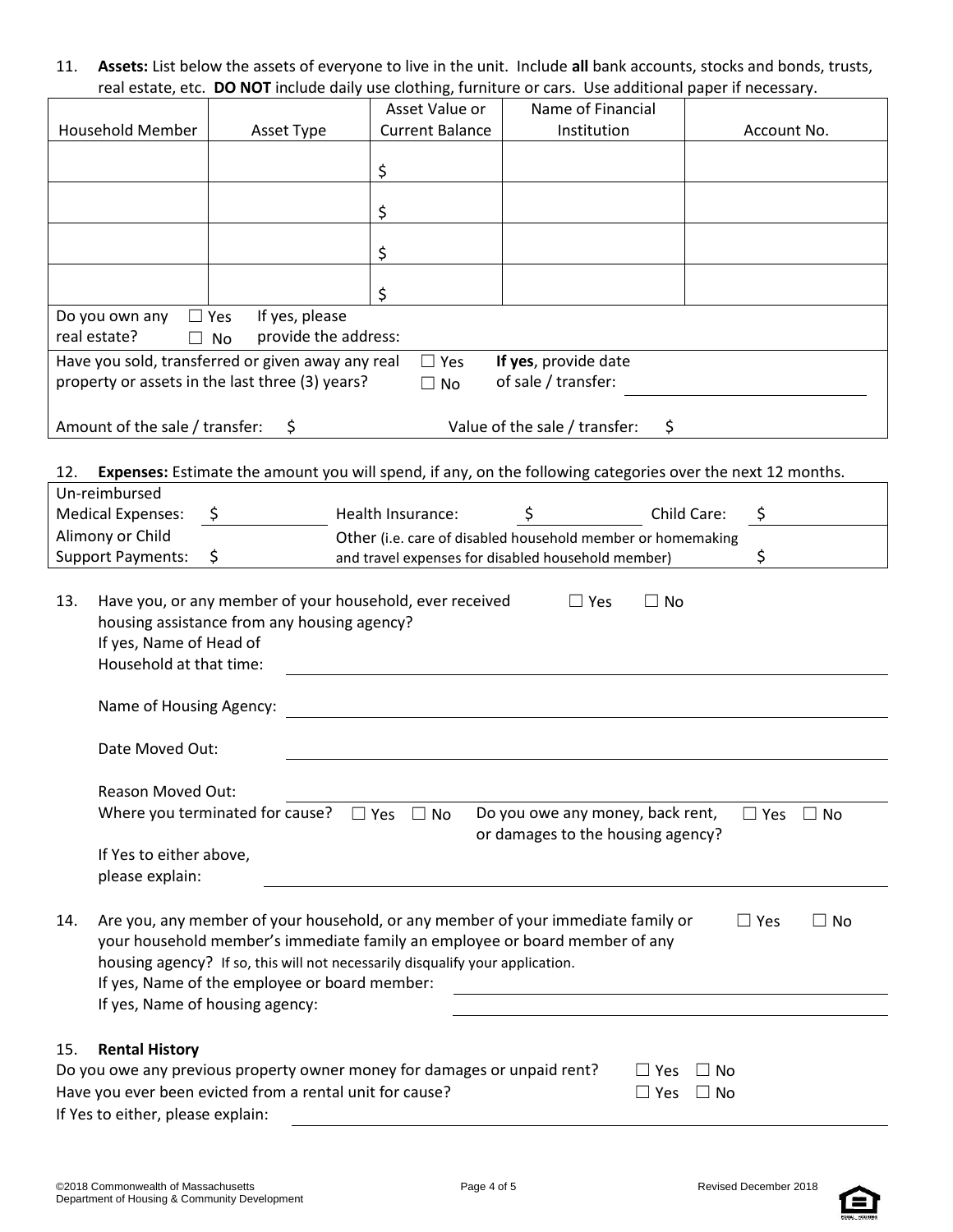11. **Assets:** List below the assets of everyone to live in the unit. Include **all** bank accounts, stocks and bonds, trusts, real estate, etc. **DO NOT** include daily use clothing, furniture or cars. Use additional paper if necessary.

| Household Member | Asset Type | Asset Value or Current Balance | Name of Financial Institution | Account No. |
|---|---|---|---|---|
| | | $ | | |
| | | $ | | |
| | | $ | | |
| | | $ | | |

Do you own any real estate? ☐ Yes ☐ No If yes, please provide the address:

Have you sold, transferred or given away any real property or assets in the last three (3) years? ☐ Yes ☐ No **If yes**, provide date of sale / transfer: ______________________

Amount of the sale / transfer: $ Value of the sale / transfer: $

12. **Expenses:** Estimate the amount you will spend, if any, on the following categories over the next 12 months.

| | | | | | |
|---|---|---|---|---|---|
| Un-reimbursed Medical Expenses: | $ | Health Insurance: | $ | Child Care: | $ |
| Alimony or Child Support Payments: | $ | Other (i.e. care of disabled household member or homemaking and travel expenses for disabled household member) | | | $ |

13. Have you, or any member of your household, ever received housing assistance from any housing agency? ☐ Yes ☐ No

If yes, Name of Head of Household at that time: ______________________

Name of Housing Agency: ______________________

Date Moved Out: ______________________

Reason Moved Out: ______________________

Where you terminated for cause? ☐ Yes ☐ No Do you owe any money, back rent, or damages to the housing agency? ☐ Yes ☐ No

If Yes to either above, please explain: ______________________

14. Are you, any member of your household, or any member of your immediate family or your household member's immediate family an employee or board member of any housing agency? If so, this will not necessarily disqualify your application. ☐ Yes ☐ No

If yes, Name of the employee or board member: ______________________

If yes, Name of housing agency: ______________________

15. **Rental History**

Do you owe any previous property owner money for damages or unpaid rent? ☐ Yes ☐ No

Have you ever been evicted from a rental unit for cause? ☐ Yes ☐ No

If Yes to either, please explain: ______________________

©2018 Commonwealth of Massachusetts
Department of Housing & Community Development

Revised December 2018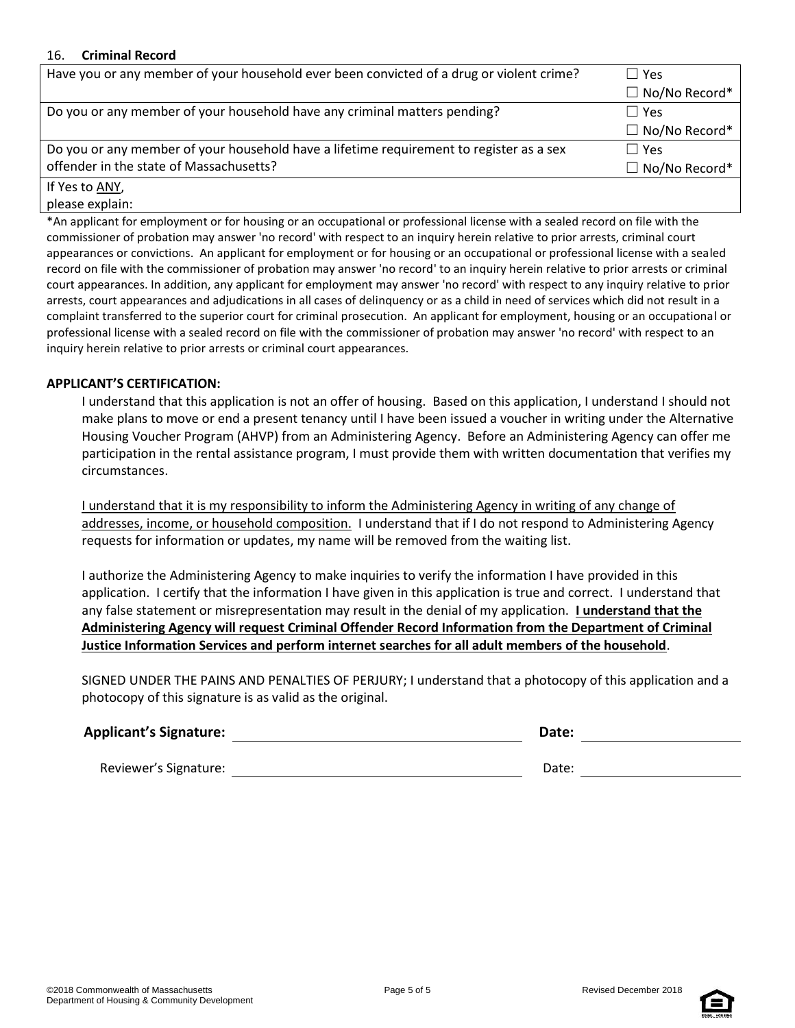16. **Criminal Record**

| | |
|---|---|
| Have you or any member of your household ever been convicted of a drug or violent crime? | ☐ Yes<br>☐ No/No Record* |
| Do you or any member of your household have any criminal matters pending? | ☐ Yes<br>☐ No/No Record* |
| Do you or any member of your household have a lifetime requirement to register as a sex offender in the state of Massachusetts? | ☐ Yes<br>☐ No/No Record* |
| If Yes to <u>ANY</u>, please explain: | |

*An applicant for employment or for housing or an occupational or professional license with a sealed record on file with the commissioner of probation may answer 'no record' with respect to an inquiry herein relative to prior arrests, criminal court appearances or convictions. An applicant for employment or for housing or an occupational or professional license with a sealed record on file with the commissioner of probation may answer 'no record' to an inquiry herein relative to prior arrests or criminal court appearances. In addition, any applicant for employment may answer 'no record' with respect to any inquiry relative to prior arrests, court appearances and adjudications in all cases of delinquency or as a child in need of services which did not result in a complaint transferred to the superior court for criminal prosecution. An applicant for employment, housing or an occupational or professional license with a sealed record on file with the commissioner of probation may answer 'no record' with respect to an inquiry herein relative to prior arrests or criminal court appearances.

**APPLICANT'S CERTIFICATION:**

I understand that this application is not an offer of housing. Based on this application, I understand I should not make plans to move or end a present tenancy until I have been issued a voucher in writing under the Alternative Housing Voucher Program (AHVP) from an Administering Agency. Before an Administering Agency can offer me participation in the rental assistance program, I must provide them with written documentation that verifies my circumstances.

<u>I understand that it is my responsibility to inform the Administering Agency in writing of any change of addresses, income, or household composition.</u> I understand that if I do not respond to Administering Agency requests for information or updates, my name will be removed from the waiting list.

I authorize the Administering Agency to make inquiries to verify the information I have provided in this application. I certify that the information I have given in this application is true and correct. I understand that any false statement or misrepresentation may result in the denial of my application. **<u>I understand that the Administering Agency will request Criminal Offender Record Information from the Department of Criminal Justice Information Services and perform internet searches for all adult members of the household</u>**.

SIGNED UNDER THE PAINS AND PENALTIES OF PERJURY; I understand that a photocopy of this application and a photocopy of this signature is as valid as the original.

**Applicant's Signature:** ______________________________ **Date:** ________________

Reviewer's Signature: ______________________________ Date: ________________

©2018 Commonwealth of Massachusetts
Department of Housing & Community Development

Revised December 2018